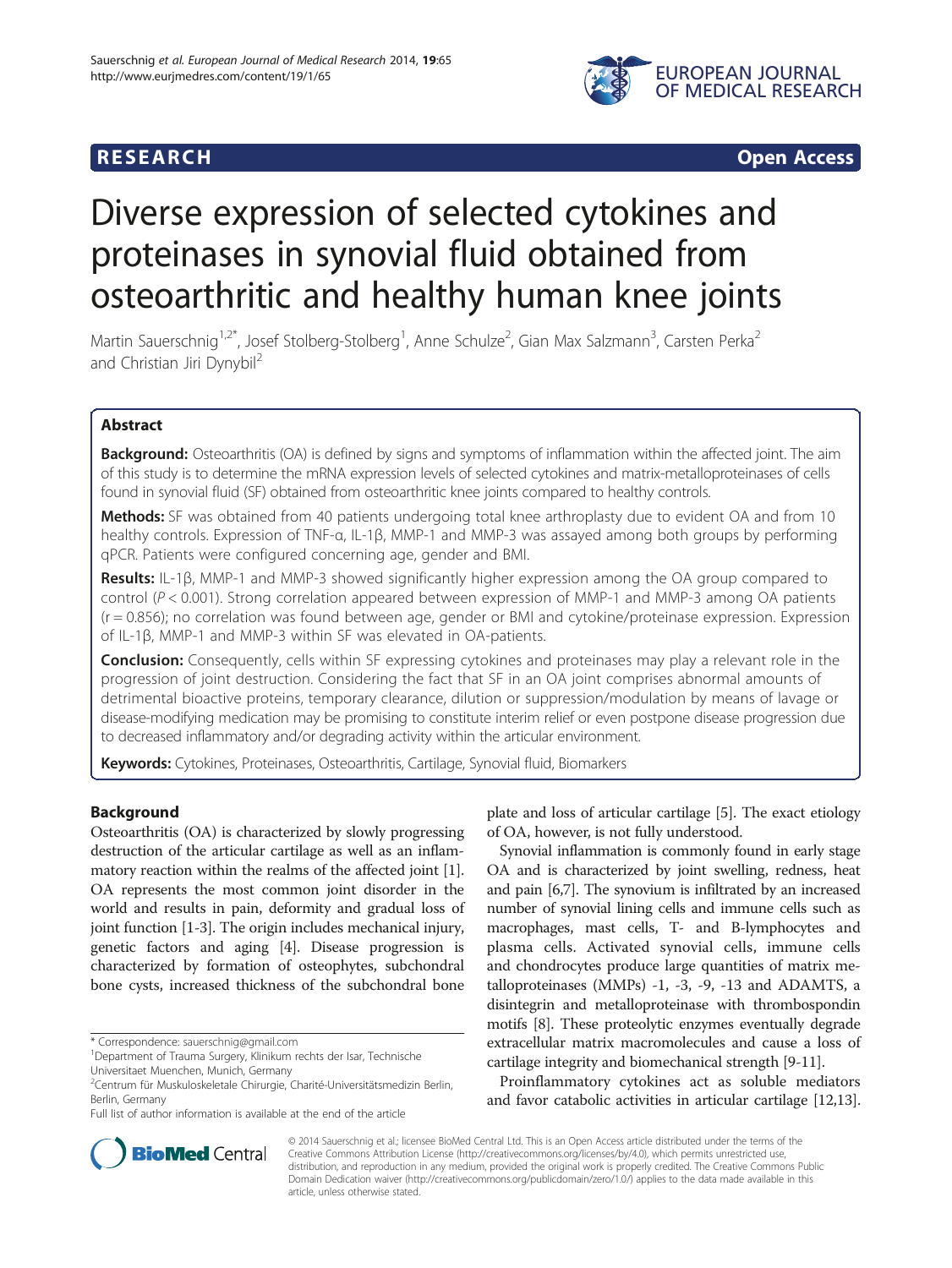**RESEARCH** **Open Access**

# Diverse expression of selected cytokines and proteinases in synovial fluid obtained from osteoarthritic and healthy human knee joints

Martin Sauerschnig[1,2*], Josef Stolberg-Stolberg[1], Anne Schulze[2], Gian Max Salzmann[3], Carsten Perka[2] and Christian Jiri Dynybil[2]

## Abstract

**Background:** Osteoarthritis (OA) is defined by signs and symptoms of inflammation within the affected joint. The aim of this study is to determine the mRNA expression levels of selected cytokines and matrix-metalloproteinases of cells found in synovial fluid (SF) obtained from osteoarthritic knee joints compared to healthy controls.

**Methods:** SF was obtained from 40 patients undergoing total knee arthroplasty due to evident OA and from 10 healthy controls. Expression of TNF-α, IL-1β, MMP-1 and MMP-3 was assayed among both groups by performing qPCR. Patients were configured concerning age, gender and BMI.

**Results:** IL-1β, MMP-1 and MMP-3 showed significantly higher expression among the OA group compared to control ($P < 0.001$). Strong correlation appeared between expression of MMP-1 and MMP-3 among OA patients ($r = 0.856$); no correlation was found between age, gender or BMI and cytokine/proteinase expression. Expression of IL-1β, MMP-1 and MMP-3 within SF was elevated in OA-patients.

**Conclusion:** Consequently, cells within SF expressing cytokines and proteinases may play a relevant role in the progression of joint destruction. Considering the fact that SF in an OA joint comprises abnormal amounts of detrimental bioactive proteins, temporary clearance, dilution or suppression/modulation by means of lavage or disease-modifying medication may be promising to constitute interim relief or even postpone disease progression due to decreased inflammatory and/or degrading activity within the articular environment.

**Keywords:** Cytokines, Proteinases, Osteoarthritis, Cartilage, Synovial fluid, Biomarkers

## Background

Osteoarthritis (OA) is characterized by slowly progressing destruction of the articular cartilage as well as an inflammatory reaction within the realms of the affected joint [1]. OA represents the most common joint disorder in the world and results in pain, deformity and gradual loss of joint function [1-3]. The origin includes mechanical injury, genetic factors and aging [4]. Disease progression is characterized by formation of osteophytes, subchondral bone cysts, increased thickness of the subchondral bone plate and loss of articular cartilage [5]. The exact etiology of OA, however, is not fully understood.

Synovial inflammation is commonly found in early stage OA and is characterized by joint swelling, redness, heat and pain [6,7]. The synovium is infiltrated by an increased number of synovial lining cells and immune cells such as macrophages, mast cells, T- and B-lymphocytes and plasma cells. Activated synovial cells, immune cells and chondrocytes produce large quantities of matrix metalloproteinases (MMPs) -1, -3, -9, -13 and ADAMTS, a disintegrin and metalloproteinase with thrombospondin motifs [8]. These proteolytic enzymes eventually degrade extracellular matrix macromolecules and cause a loss of cartilage integrity and biomechanical strength [9-11].

Proinflammatory cytokines act as soluble mediators and favor catabolic activities in articular cartilage [12,13].

\* Correspondence: sauerschnig@gmail.com
[1]Department of Trauma Surgery, Klinikum rechts der Isar, Technische Universitaet Muenchen, Munich, Germany
[2]Centrum für Muskuloskeletale Chirurgie, Charité-Universitätsmedizin Berlin, Berlin, Germany
Full list of author information is available at the end of the article

© 2014 Sauerschnig et al.; licensee BioMed Central Ltd. This is an Open Access article distributed under the terms of the Creative Commons Attribution License (http://creativecommons.org/licenses/by/4.0), which permits unrestricted use, distribution, and reproduction in any medium, provided the original work is properly credited. The Creative Commons Public Domain Dedication waiver (http://creativecommons.org/publicdomain/zero/1.0/) applies to the data made available in this article, unless otherwise stated.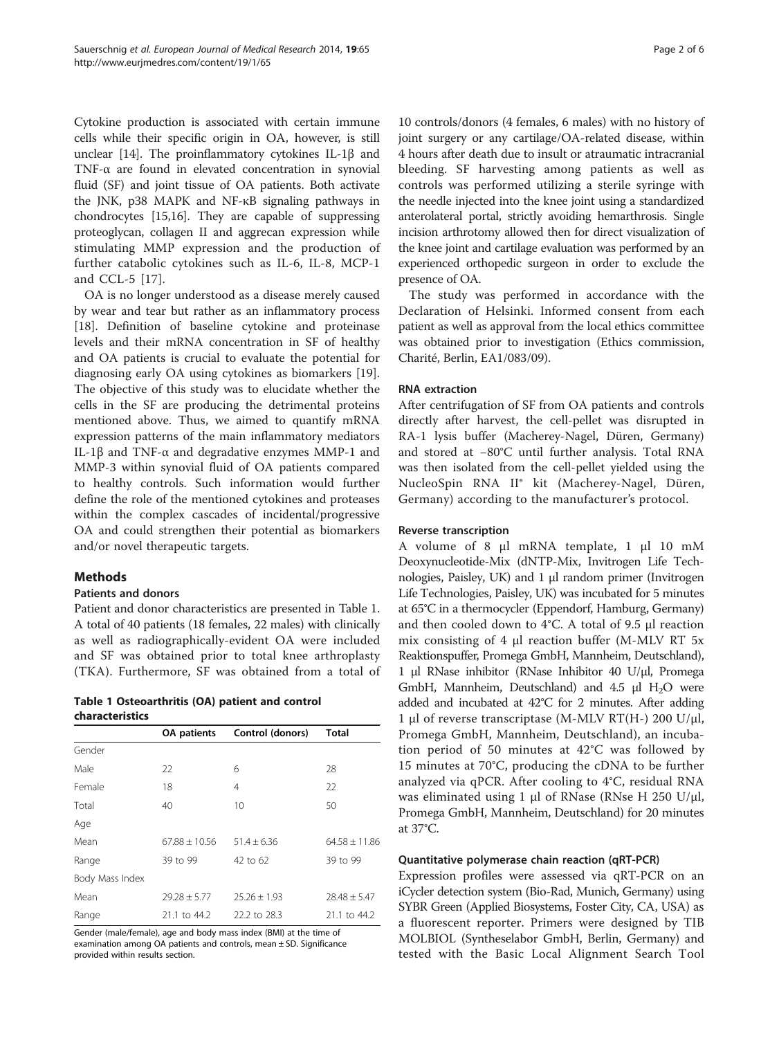Cytokine production is associated with certain immune cells while their specific origin in OA, however, is still unclear [14]. The proinflammatory cytokines IL-1β and TNF-α are found in elevated concentration in synovial fluid (SF) and joint tissue of OA patients. Both activate the JNK, p38 MAPK and NF-κB signaling pathways in chondrocytes [15,16]. They are capable of suppressing proteoglycan, collagen II and aggrecan expression while stimulating MMP expression and the production of further catabolic cytokines such as IL-6, IL-8, MCP-1 and CCL-5 [17].

OA is no longer understood as a disease merely caused by wear and tear but rather as an inflammatory process [18]. Definition of baseline cytokine and proteinase levels and their mRNA concentration in SF of healthy and OA patients is crucial to evaluate the potential for diagnosing early OA using cytokines as biomarkers [19]. The objective of this study was to elucidate whether the cells in the SF are producing the detrimental proteins mentioned above. Thus, we aimed to quantify mRNA expression patterns of the main inflammatory mediators IL-1β and TNF-α and degradative enzymes MMP-1 and MMP-3 within synovial fluid of OA patients compared to healthy controls. Such information would further define the role of the mentioned cytokines and proteases within the complex cascades of incidental/progressive OA and could strengthen their potential as biomarkers and/or novel therapeutic targets.

## Methods

### Patients and donors

Patient and donor characteristics are presented in Table 1. A total of 40 patients (18 females, 22 males) with clinically as well as radiographically-evident OA were included and SF was obtained prior to total knee arthroplasty (TKA). Furthermore, SF was obtained from a total of 10 controls/donors (4 females, 6 males) with no history of joint surgery or any cartilage/OA-related disease, within 4 hours after death due to insult or atraumatic intracranial bleeding. SF harvesting among patients as well as controls was performed utilizing a sterile syringe with the needle injected into the knee joint using a standardized anterolateral portal, strictly avoiding hemarthrosis. Single incision arthrotomy allowed then for direct visualization of the knee joint and cartilage evaluation was performed by an experienced orthopedic surgeon in order to exclude the presence of OA.

**Table 1 Osteoarthritis (OA) patient and control characteristics**

| | OA patients | Control (donors) | Total |
|---|---|---|---|
| Gender | | | |
| Male | 22 | 6 | 28 |
| Female | 18 | 4 | 22 |
| Total | 40 | 10 | 50 |
| Age | | | |
| Mean | 67.88 ± 10.56 | 51.4 ± 6.36 | 64.58 ± 11.86 |
| Range | 39 to 99 | 42 to 62 | 39 to 99 |
| Body Mass Index | | | |
| Mean | 29.28 ± 5.77 | 25.26 ± 1.93 | 28.48 ± 5.47 |
| Range | 21.1 to 44.2 | 22.2 to 28.3 | 21.1 to 44.2 |

Gender (male/female), age and body mass index (BMI) at the time of examination among OA patients and controls, mean ± SD. Significance provided within results section.

The study was performed in accordance with the Declaration of Helsinki. Informed consent from each patient as well as approval from the local ethics committee was obtained prior to investigation (Ethics commission, Charité, Berlin, EA1/083/09).

### RNA extraction

After centrifugation of SF from OA patients and controls directly after harvest, the cell-pellet was disrupted in RA-1 lysis buffer (Macherey-Nagel, Düren, Germany) and stored at −80°C until further analysis. Total RNA was then isolated from the cell-pellet yielded using the NucleoSpin RNA II* kit (Macherey-Nagel, Düren, Germany) according to the manufacturer's protocol.

### Reverse transcription

A volume of 8 μl mRNA template, 1 μl 10 mM Deoxynucleotide-Mix (dNTP-Mix, Invitrogen Life Technologies, Paisley, UK) and 1 μl random primer (Invitrogen Life Technologies, Paisley, UK) was incubated for 5 minutes at 65°C in a thermocycler (Eppendorf, Hamburg, Germany) and then cooled down to 4°C. A total of 9.5 μl reaction mix consisting of 4 μl reaction buffer (M-MLV RT 5x Reaktionspuffer, Promega GmbH, Mannheim, Deutschland), 1 μl RNase inhibitor (RNase Inhibitor 40 U/μl, Promega GmbH, Mannheim, Deutschland) and 4.5 μl $H_2O$ were added and incubated at 42°C for 2 minutes. After adding 1 μl of reverse transcriptase (M-MLV RT(H-) 200 U/μl, Promega GmbH, Mannheim, Deutschland), an incubation period of 50 minutes at 42°C was followed by 15 minutes at 70°C, producing the cDNA to be further analyzed via qPCR. After cooling to 4°C, residual RNA was eliminated using 1 μl of RNase (RNse H 250 U/μl, Promega GmbH, Mannheim, Deutschland) for 20 minutes at 37°C.

### Quantitative polymerase chain reaction (qRT-PCR)

Expression profiles were assessed via qRT-PCR on an iCycler detection system (Bio-Rad, Munich, Germany) using SYBR Green (Applied Biosystems, Foster City, CA, USA) as a fluorescent reporter. Primers were designed by TIB MOLBIOL (Syntheselabor GmbH, Berlin, Germany) and tested with the Basic Local Alignment Search Tool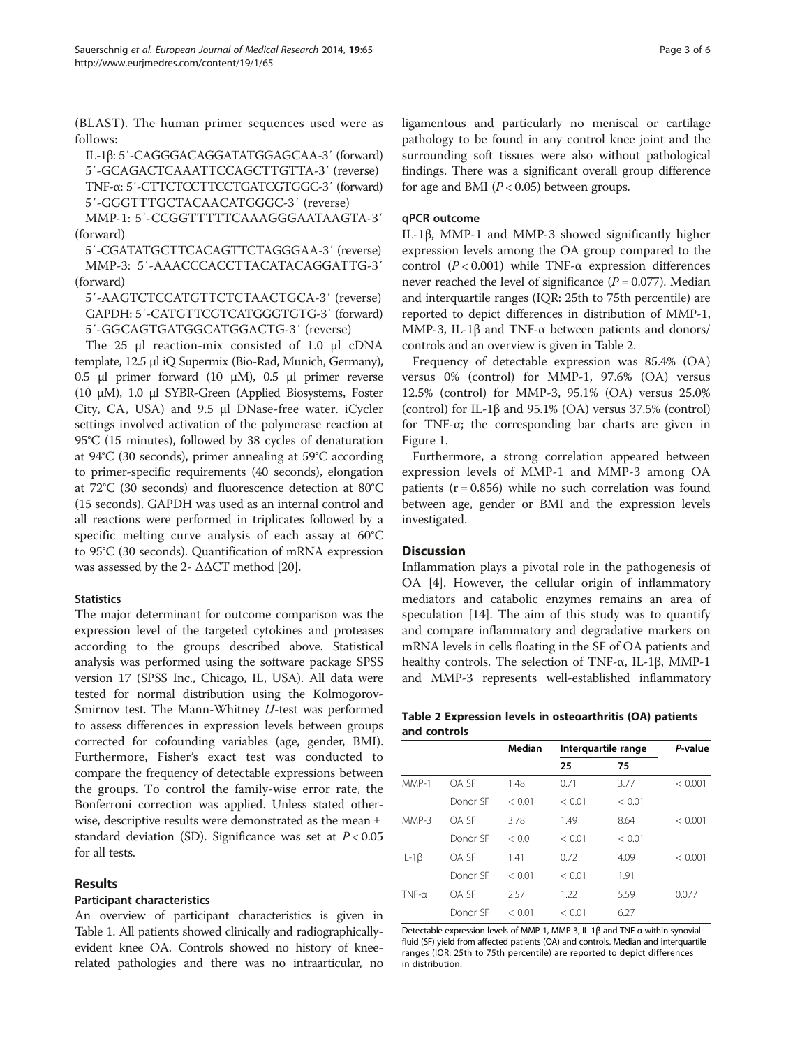(BLAST). The human primer sequences used were as follows:

IL-1β: 5′-CAGGGACAGGATATGGAGCAA-3′ (forward)
5′-GCAGACTCAAATTCCAGCTTGTTA-3′ (reverse)
TNF-α: 5′-CTTCTCCTTCCTGATCGTGGC-3′ (forward)
5′-GGGTTTGCTACAACATGGGC-3′ (reverse)
MMP-1: 5′-CCGGTTTTTCAAAGGGAATAAGTA-3′ (forward)
5′-CGATATGCTTCACAGTTCTAGGGAA-3′ (reverse)
MMP-3: 5′-AAACCCACCTTACATACAGGATTG-3′ (forward)
5′-AAGTCTCCATGTTCTCTAACTGCA-3′ (reverse)
GAPDH: 5′-CATGTTCGTCATGGGTGTG-3′ (forward)
5′-GGCAGTGATGGCATGGACTG-3′ (reverse)

The 25 μl reaction-mix consisted of 1.0 μl cDNA template, 12.5 μl iQ Supermix (Bio-Rad, Munich, Germany), 0.5 μl primer forward (10 μM), 0.5 μl primer reverse (10 μM), 1.0 μl SYBR-Green (Applied Biosystems, Foster City, CA, USA) and 9.5 μl DNase-free water. iCycler settings involved activation of the polymerase reaction at 95°C (15 minutes), followed by 38 cycles of denaturation at 94°C (30 seconds), primer annealing at 59°C according to primer-specific requirements (40 seconds), elongation at 72°C (30 seconds) and fluorescence detection at 80°C (15 seconds). GAPDH was used as an internal control and all reactions were performed in triplicates followed by a specific melting curve analysis of each assay at 60°C to 95°C (30 seconds). Quantification of mRNA expression was assessed by the $2^{-\Delta\Delta CT}$ method [20].

### Statistics

The major determinant for outcome comparison was the expression level of the targeted cytokines and proteases according to the groups described above. Statistical analysis was performed using the software package SPSS version 17 (SPSS Inc., Chicago, IL, USA). All data were tested for normal distribution using the Kolmogorov-Smirnov test. The Mann-Whitney *U*-test was performed to assess differences in expression levels between groups corrected for cofounding variables (age, gender, BMI). Furthermore, Fisher's exact test was conducted to compare the frequency of detectable expressions between the groups. To control the family-wise error rate, the Bonferroni correction was applied. Unless stated otherwise, descriptive results were demonstrated as the mean ± standard deviation (SD). Significance was set at $P < 0.05$ for all tests.

## Results

### Participant characteristics

An overview of participant characteristics is given in Table 1. All patients showed clinically and radiographically-evident knee OA. Controls showed no history of knee-related pathologies and there was no intraarticular, no ligamentous and particularly no meniscal or cartilage pathology to be found in any control knee joint and the surrounding soft tissues were also without pathological findings. There was a significant overall group difference for age and BMI ($P < 0.05$) between groups.

### qPCR outcome

IL-1β, MMP-1 and MMP-3 showed significantly higher expression levels among the OA group compared to the control ($P < 0.001$) while TNF-α expression differences never reached the level of significance ($P = 0.077$). Median and interquartile ranges (IQR: 25th to 75th percentile) are reported to depict differences in distribution of MMP-1, MMP-3, IL-1β and TNF-α between patients and donors/controls and an overview is given in Table 2.

Frequency of detectable expression was 85.4% (OA) versus 0% (control) for MMP-1, 97.6% (OA) versus 12.5% (control) for MMP-3, 95.1% (OA) versus 25.0% (control) for IL-1β and 95.1% (OA) versus 37.5% (control) for TNF-α; the corresponding bar charts are given in Figure 1.

Furthermore, a strong correlation appeared between expression levels of MMP-1 and MMP-3 among OA patients ($r = 0.856$) while no such correlation was found between age, gender or BMI and the expression levels investigated.

## Discussion

Inflammation plays a pivotal role in the pathogenesis of OA [4]. However, the cellular origin of inflammatory mediators and catabolic enzymes remains an area of speculation [14]. The aim of this study was to quantify and compare inflammatory and degradative markers on mRNA levels in cells floating in the SF of OA patients and healthy controls. The selection of TNF-α, IL-1β, MMP-1 and MMP-3 represents well-established inflammatory

**Table 2 Expression levels in osteoarthritis (OA) patients and controls**

| | | Median | Interquartile range | | *P*-value |
|---|---|---|---|---|---|
| | | | 25 | 75 | |
| MMP-1 | OA SF | 1.48 | 0.71 | 3.77 | < 0.001 |
| | Donor SF | < 0.01 | < 0.01 | < 0.01 | |
| MMP-3 | OA SF | 3.78 | 1.49 | 8.64 | < 0.001 |
| | Donor SF | < 0.0 | < 0.01 | < 0.01 | |
| IL-1β | OA SF | 1.41 | 0.72 | 4.09 | < 0.001 |
| | Donor SF | < 0.01 | < 0.01 | 1.91 | |
| TNF-α | OA SF | 2.57 | 1.22 | 5.59 | 0.077 |
| | Donor SF | < 0.01 | < 0.01 | 6.27 | |

Detectable expression levels of MMP-1, MMP-3, IL-1β and TNF-α within synovial fluid (SF) yield from affected patients (OA) and controls. Median and interquartile ranges (IQR: 25th to 75th percentile) are reported to depict differences in distribution.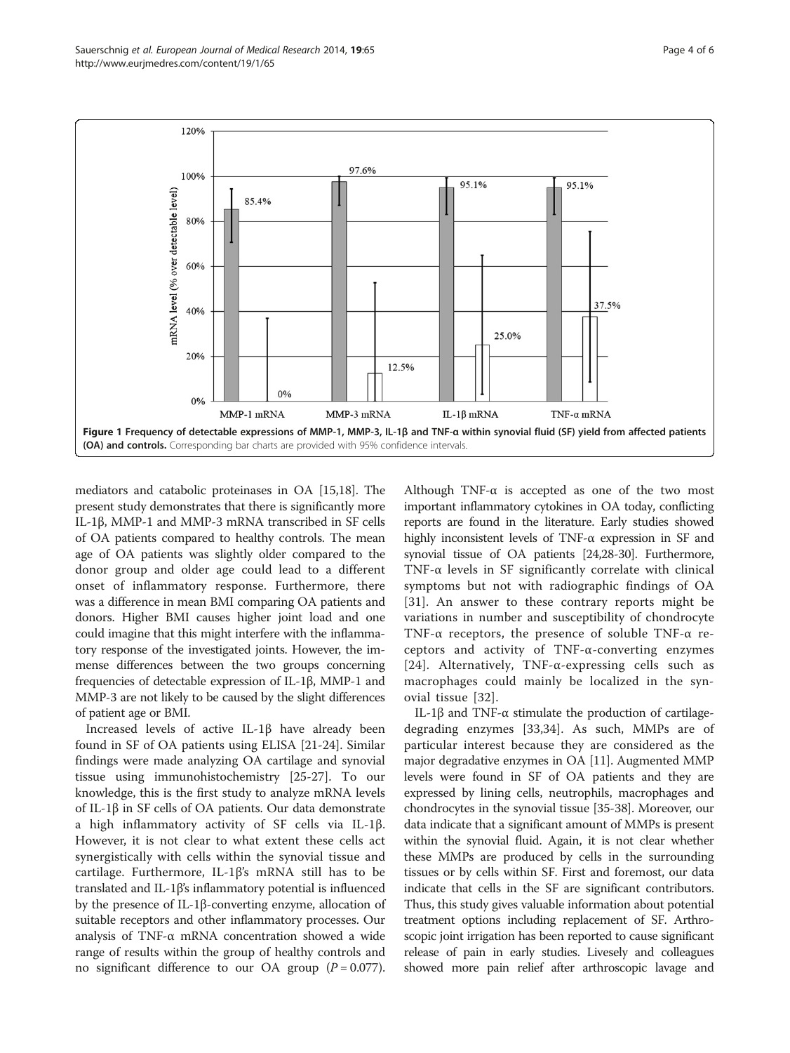**Figure 1 Frequency of detectable expressions of MMP-1, MMP-3, IL-1β and TNF-α within synovial fluid (SF) yield from affected patients (OA) and controls.** Corresponding bar charts are provided with 95% confidence intervals.

mediators and catabolic proteinases in OA [15,18]. The present study demonstrates that there is significantly more IL-1β, MMP-1 and MMP-3 mRNA transcribed in SF cells of OA patients compared to healthy controls. The mean age of OA patients was slightly older compared to the donor group and older age could lead to a different onset of inflammatory response. Furthermore, there was a difference in mean BMI comparing OA patients and donors. Higher BMI causes higher joint load and one could imagine that this might interfere with the inflammatory response of the investigated joints. However, the immense differences between the two groups concerning frequencies of detectable expression of IL-1β, MMP-1 and MMP-3 are not likely to be caused by the slight differences of patient age or BMI.

Increased levels of active IL-1β have already been found in SF of OA patients using ELISA [21-24]. Similar findings were made analyzing OA cartilage and synovial tissue using immunohistochemistry [25-27]. To our knowledge, this is the first study to analyze mRNA levels of IL-1β in SF cells of OA patients. Our data demonstrate a high inflammatory activity of SF cells via IL-1β. However, it is not clear to what extent these cells act synergistically with cells within the synovial tissue and cartilage. Furthermore, IL-1β's mRNA still has to be translated and IL-1β's inflammatory potential is influenced by the presence of IL-1β-converting enzyme, allocation of suitable receptors and other inflammatory processes. Our analysis of TNF-α mRNA concentration showed a wide range of results within the group of healthy controls and no significant difference to our OA group ($P = 0.077$). Although TNF-α is accepted as one of the two most important inflammatory cytokines in OA today, conflicting reports are found in the literature. Early studies showed highly inconsistent levels of TNF-α expression in SF and synovial tissue of OA patients [24,28-30]. Furthermore, TNF-α levels in SF significantly correlate with clinical symptoms but not with radiographic findings of OA [31]. An answer to these contrary reports might be variations in number and susceptibility of chondrocyte TNF-α receptors, the presence of soluble TNF-α receptors and activity of TNF-α-converting enzymes [24]. Alternatively, TNF-α-expressing cells such as macrophages could mainly be localized in the synovial tissue [32].

IL-1β and TNF-α stimulate the production of cartilage-degrading enzymes [33,34]. As such, MMPs are of particular interest because they are considered as the major degradative enzymes in OA [11]. Augmented MMP levels were found in SF of OA patients and they are expressed by lining cells, neutrophils, macrophages and chondrocytes in the synovial tissue [35-38]. Moreover, our data indicate that a significant amount of MMPs is present within the synovial fluid. Again, it is not clear whether these MMPs are produced by cells in the surrounding tissues or by cells within SF. First and foremost, our data indicate that cells in the SF are significant contributors. Thus, this study gives valuable information about potential treatment options including replacement of SF. Arthroscopic joint irrigation has been reported to cause significant release of pain in early studies. Livesely and colleagues showed more pain relief after arthroscopic lavage and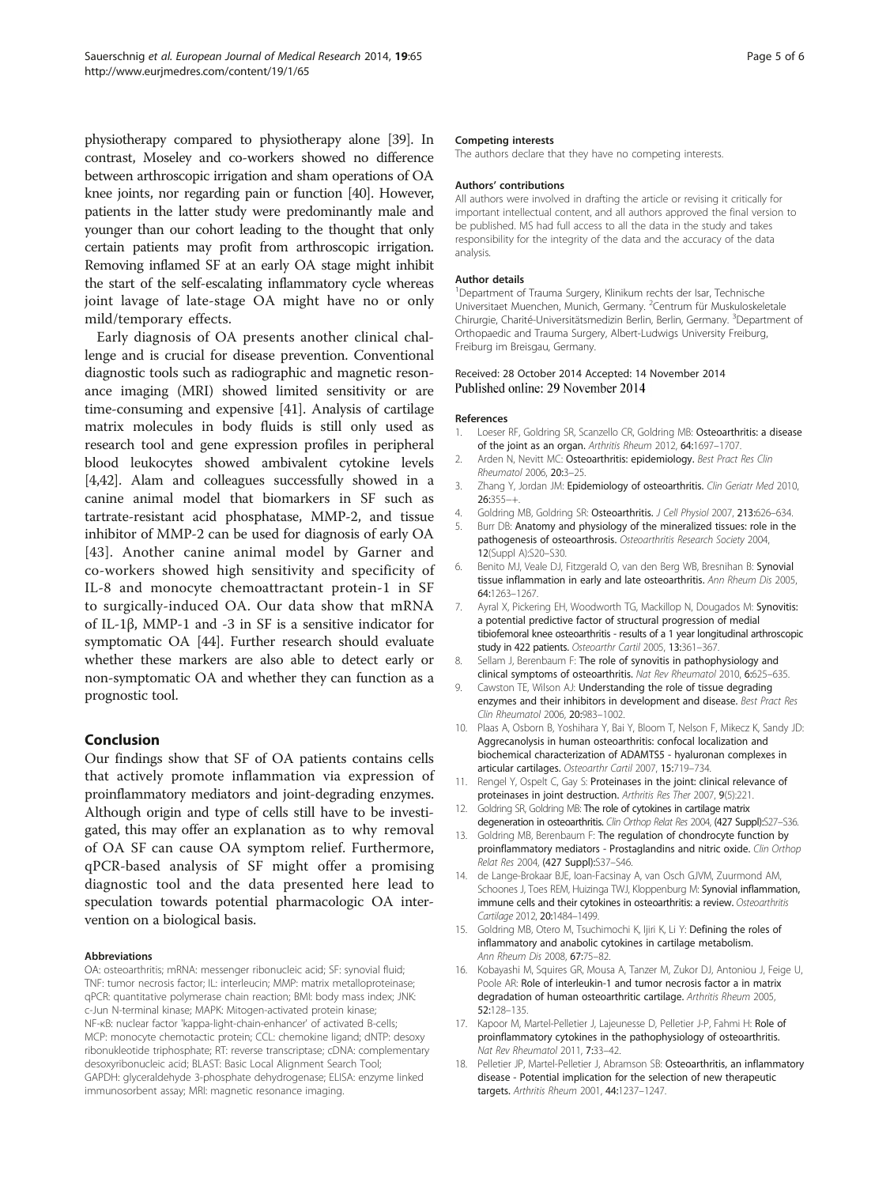physiotherapy compared to physiotherapy alone [39]. In contrast, Moseley and co-workers showed no difference between arthroscopic irrigation and sham operations of OA knee joints, nor regarding pain or function [40]. However, patients in the latter study were predominantly male and younger than our cohort leading to the thought that only certain patients may profit from arthroscopic irrigation. Removing inflamed SF at an early OA stage might inhibit the start of the self-escalating inflammatory cycle whereas joint lavage of late-stage OA might have no or only mild/temporary effects.

Early diagnosis of OA presents another clinical challenge and is crucial for disease prevention. Conventional diagnostic tools such as radiographic and magnetic resonance imaging (MRI) showed limited sensitivity or are time-consuming and expensive [41]. Analysis of cartilage matrix molecules in body fluids is still only used as research tool and gene expression profiles in peripheral blood leukocytes showed ambivalent cytokine levels [4,42]. Alam and colleagues successfully showed in a canine animal model that biomarkers in SF such as tartrate-resistant acid phosphatase, MMP-2, and tissue inhibitor of MMP-2 can be used for diagnosis of early OA [43]. Another canine animal model by Garner and co-workers showed high sensitivity and specificity of IL-8 and monocyte chemoattractant protein-1 in SF to surgically-induced OA. Our data show that mRNA of IL-1β, MMP-1 and -3 in SF is a sensitive indicator for symptomatic OA [44]. Further research should evaluate whether these markers are also able to detect early or non-symptomatic OA and whether they can function as a prognostic tool.

## Conclusion

Our findings show that SF of OA patients contains cells that actively promote inflammation via expression of proinflammatory mediators and joint-degrading enzymes. Although origin and type of cells still have to be investigated, this may offer an explanation as to why removal of OA SF can cause OA symptom relief. Furthermore, qPCR-based analysis of SF might offer a promising diagnostic tool and the data presented here lead to speculation towards potential pharmacologic OA intervention on a biological basis.

#### Abbreviations

OA: osteoarthritis; mRNA: messenger ribonucleic acid; SF: synovial fluid; TNF: tumor necrosis factor; IL: interleucin; MMP: matrix metalloproteinase; qPCR: quantitative polymerase chain reaction; BMI: body mass index; JNK: c-Jun N-terminal kinase; MAPK: Mitogen-activated protein kinase; NF-κB: nuclear factor 'kappa-light-chain-enhancer' of activated B-cells; MCP: monocyte chemotactic protein; CCL: chemokine ligand; dNTP: desoxy ribonukleotide triphosphate; RT: reverse transcriptase; cDNA: complementary desoxyribonucleic acid; BLAST: Basic Local Alignment Search Tool; GAPDH: glyceraldehyde 3-phosphate dehydrogenase; ELISA: enzyme linked immunosorbent assay; MRI: magnetic resonance imaging.

#### Competing interests

The authors declare that they have no competing interests.

#### Authors' contributions

All authors were involved in drafting the article or revising it critically for important intellectual content, and all authors approved the final version to be published. MS had full access to all the data in the study and takes responsibility for the integrity of the data and the accuracy of the data analysis.

#### Author details

[1]Department of Trauma Surgery, Klinikum rechts der Isar, Technische Universitaet Muenchen, Munich, Germany. [2]Centrum für Muskuloskeletale Chirurgie, Charité-Universitätsmedizin Berlin, Berlin, Germany. [3]Department of Orthopaedic and Trauma Surgery, Albert-Ludwigs University Freiburg, Freiburg im Breisgau, Germany.

Received: 28 October 2014 Accepted: 14 November 2014
Published online: 29 November 2014

#### References

1. Loeser RF, Goldring SR, Scanzello CR, Goldring MB: **Osteoarthritis: a disease of the joint as an organ.** *Arthritis Rheum* 2012, **64:**1697–1707.
2. Arden N, Nevitt MC: **Osteoarthritis: epidemiology.** *Best Pract Res Clin Rheumatol* 2006, **20:**3–25.
3. Zhang Y, Jordan JM: **Epidemiology of osteoarthritis.** *Clin Geriatr Med* 2010, **26:**355–+.
4. Goldring MB, Goldring SR: **Osteoarthritis.** *J Cell Physiol* 2007, **213:**626–634.
5. Burr DB: **Anatomy and physiology of the mineralized tissues: role in the pathogenesis of osteoarthrosis.** *Osteoarthritis Research Society* 2004, **12**(Suppl A):S20–S30.
6. Benito MJ, Veale DJ, Fitzgerald O, van den Berg WB, Bresnihan B: **Synovial tissue inflammation in early and late osteoarthritis.** *Ann Rheum Dis* 2005, **64:**1263–1267.
7. Ayral X, Pickering EH, Woodworth TG, Mackillop N, Dougados M: **Synovitis: a potential predictive factor of structural progression of medial tibiofemoral knee osteoarthritis - results of a 1 year longitudinal arthroscopic study in 422 patients.** *Osteoarthr Cartil* 2005, **13:**361–367.
8. Sellam J, Berenbaum F: **The role of synovitis in pathophysiology and clinical symptoms of osteoarthritis.** *Nat Rev Rheumatol* 2010, **6:**625–635.
9. Cawston TE, Wilson AJ: **Understanding the role of tissue degrading enzymes and their inhibitors in development and disease.** *Best Pract Res Clin Rheumatol* 2006, **20:**983–1002.
10. Plaas A, Osborn B, Yoshihara Y, Bai Y, Bloom T, Nelson F, Mikecz K, Sandy JD: **Aggrecanolysis in human osteoarthritis: confocal localization and biochemical characterization of ADAMTS5 - hyaluronan complexes in articular cartilages.** *Osteoarthr Cartil* 2007, **15:**719–734.
11. Rengel Y, Ospelt C, Gay S: **Proteinases in the joint: clinical relevance of proteinases in joint destruction.** *Arthritis Res Ther* 2007, **9**(5):221.
12. Goldring SR, Goldring MB: **The role of cytokines in cartilage matrix degeneration in osteoarthritis.** *Clin Orthop Relat Res* 2004, **(427 Suppl):**S27–S36.
13. Goldring MB, Berenbaum F: **The regulation of chondrocyte function by proinflammatory mediators - Prostaglandins and nitric oxide.** *Clin Orthop Relat Res* 2004, **(427 Suppl):**S37–S46.
14. de Lange-Brokaar BJE, Ioan-Facsinay A, van Osch GJVM, Zuurmond AM, Schoones J, Toes REM, Huizinga TWJ, Kloppenburg M: **Synovial inflammation, immune cells and their cytokines in osteoarthritis: a review.** *Osteoarthritis Cartilage* 2012, **20:**1484–1499.
15. Goldring MB, Otero M, Tsuchimochi K, Ijiri K, Li Y: **Defining the roles of inflammatory and anabolic cytokines in cartilage metabolism.** *Ann Rheum Dis* 2008, **67:**75–82.
16. Kobayashi M, Squires GR, Mousa A, Tanzer M, Zukor DJ, Antoniou J, Feige U, Poole AR: **Role of interleukin-1 and tumor necrosis factor α in matrix degradation of human osteoarthritic cartilage.** *Arthritis Rheum* 2005, **52:**128–135.
17. Kapoor M, Martel-Pelletier J, Lajeunesse D, Pelletier J-P, Fahmi H: **Role of proinflammatory cytokines in the pathophysiology of osteoarthritis.** *Nat Rev Rheumatol* 2011, **7:**33–42.
18. Pelletier JP, Martel-Pelletier J, Abramson SB: **Osteoarthritis, an inflammatory disease - Potential implication for the selection of new therapeutic targets.** *Arthritis Rheum* 2001, **44:**1237–1247.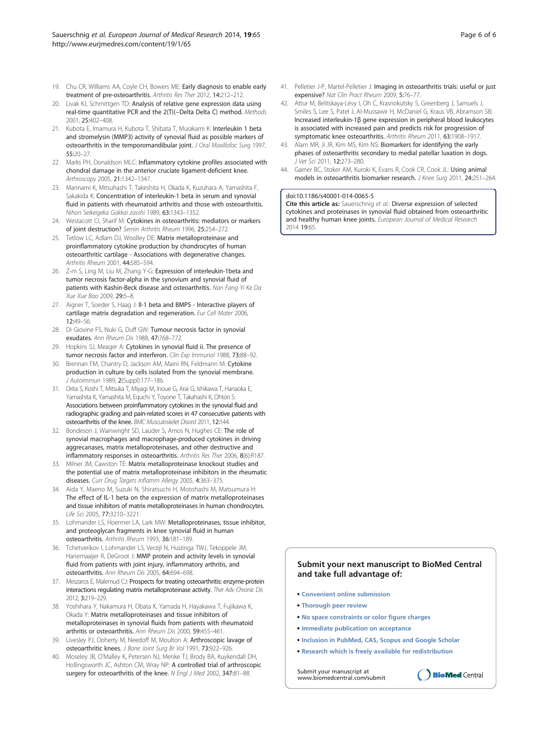19. Chu CR, Williams AA, Coyle CH, Bowers ME: **Early diagnosis to enable early treatment of pre-osteoarthritis.** *Arthritis Res Ther* 2012, **14:**212–212.
20. Livak KJ, Schmittgen TD: **Analysis of relative gene expression data using real-time quantitative PCR and the 2(T)(−Delta Delta C) method.** *Methods* 2001, **25:**402–408.
21. Kubota E, Imamura H, Kubota T, Shibata T, Murakami K: **Interleukin 1 beta and stromelysin (MMP3) activity of synovial fluid as possible markers of osteoarthritis in the temporomandibular joint.** *J Oral Maxillofac Surg* 1997, **55:**20–27.
22. Marks PH, Donaldson MLC: **Inflammatory cytokine profiles associated with chondral damage in the anterior cruciate ligament-deficient knee.** *Arthroscopy* 2005, **21:**1342–1347.
23. Mannami K, Mitsuhashi T, Takeshita H, Okada K, Kuzuhara A, Yamashita F, Sakakida K: **Concentration of interleukin-1 beta in serum and synovial fluid in patients with rheumatoid arthritis and those with osteoarthritis.** *Nihon Seikeigeka Gakkai zasshi* 1989, **63:**1343–1352.
24. Westacott CI, Sharif M: **Cytokines in osteoarthritis: mediators or markers of joint destruction?** *Semin Arthritis Rheum* 1996, **25:**254–272.
25. Tetlow LC, Adlam DJ, Woolley DE: **Matrix metalloproteinase and proinflammatory cytokine production by chondrocytes of human osteoarthritic cartilage - Associations with degenerative changes.** *Arthritis Rheum* 2001, **44:**585–594.
26. Z-m S, Ling M, Liu M, Zhang Y-G: **Expression of interleukin-1beta and tumor necrosis factor-alpha in the synovium and synovial fluid of patients with Kashin-Beck disease and osteoarthritis.** *Nan Fang Yi Ke Da Xue Xue Bao* 2009, **29:**5–8.
27. Aigner T, Soeder S, Haag J: **Il-1 beta and BMPS - Interactive players of cartilage matrix degradation and regeneration.** *Eur Cell Mater* 2006, **12:**49–56.
28. Di Giovine FS, Nuki G, Duff GW: **Tumour necrosis factor in synovial exudates.** *Ann Rheum Dis* 1988, **47:**768–772.
29. Hopkins SJ, Meager A: **Cytokines in synovial fluid ii. The presence of tumor necrosis factor and interferon.** *Clin Exp Immunol* 1988, **73:**88–92.
30. Brennan FM, Chantry D, Jackson AM, Maini RN, Feldmann M: **Cytokine production in culture by cells isolated from the synovial membrane.** *J Autoimmun* 1989, **2**(Suppl):177–186.
31. Orita S, Koshi T, Mitsuka T, Miyagi M, Inoue G, Arai G, Ishikawa T, Hanaoka E, Yamashita K, Yamashita M, Eguchi Y, Toyone T, Takahashi K, Ohtori S: **Associations between proinflammatory cytokines in the synovial fluid and radiographic grading and pain-related scores in 47 consecutive patients with osteoarthritis of the knee.** *BMC Musculoskelet Disord* 2011, **12:**144.
32. Bondeson J, Wainwright SD, Lauder S, Amos N, Hughes CE: **The role of synovial macrophages and macrophage-produced cytokines in driving aggrecanases, matrix metalloproteinases, and other destructive and inflammatory responses in osteoarthritis.** *Arthritis Res Ther* 2006, **8**(6):R187.
33. Milner JM, Cawston TE: **Matrix metalloproteinase knockout studies and the potential use of matrix metalloproteinase inhibitors in the rheumatic diseases.** *Curr Drug Targets Inflamm Allergy* 2005, **4:**363–375.
34. Aida Y, Maeno M, Suzuki N, Shiratsuchi H, Motohashi M, Matsumura H: **The effect of IL-1 beta on the expression of matrix metalloproteinases and tissue inhibitors of matrix metalloproteinases in human chondrocytes.** *Life Sci* 2005, **77:**3210–3221.
35. Lohmander LS, Hoerrner LA, Lark MW: **Metalloproteinases, tissue inhibitor, and proteoglycan fragments in knee synovial fluid in human osteoarthritis.** *Arthritis Rheum* 1993, **36:**181–189.
36. Tchetverikov I, Lohmander LS, Verzijl N, Huizinga TWJ, Tekoppele JM, Hanemaaijer R, DeGroot J: **MMP protein and activity levels in synovial fluid from patients with joint injury, inflammatory arthritis, and osteoarthritis.** *Ann Rheum Dis* 2005, **64:**694–698.
37. Meszaros E, Malemud CJ: **Prospects for treating osteoarthritis: enzyme-protein interactions regulating matrix metalloproteinase activity.** *Ther Adv Chronic Dis* 2012, **3:**219–229.
38. Yoshihara Y, Nakamura H, Obata K, Yamada H, Hayakawa T, Fujikawa K, Okada Y: **Matrix metalloproteinases and tissue inhibitors of metalloproteinases in synovial fluids from patients with rheumatoid arthritis or osteoarthritis.** *Ann Rheum Dis* 2000, **59:**455–461.
39. Livesley PJ, Doherty M, Needoff M, Moulton A: **Arthroscopic lavage of osteoarthritic knees.** *J Bone Joint Surg Br Vol* 1991, **73:**922–926.
40. Moseley JB, O'Malley K, Petersen NJ, Menke TJ, Brody BA, Kuykendall DH, Hollingsworth JC, Ashton CM, Wray NP: **A controlled trial of arthroscopic surgery for osteoarthritis of the knee.** *N Engl J Med* 2002, **347:**81–88.
41. Pelletier J-P, Martel-Pelletier J: **Imaging in osteoarthritis trials: useful or just expensive?** *Nat Clin Pract Rheum* 2009, **5:**76–77.
42. Attur M, Belitskaya-Lévy I, Oh C, Krasnokutsky S, Greenberg J, Samuels J, Smiles S, Lee S, Patel J, Al-Mussawir H, McDaniel G, Kraus VB, Abramson SB: **Increased interleukin-1β gene expression in peripheral blood leukocytes is associated with increased pain and predicts risk for progression of symptomatic knee osteoarthritis.** *Arthritis Rheum* 2011, **63:**1908–1917.
43. Alam MR, Ji JR, Kim MS, Kim NS: **Biomarkers for identifying the early phases of osteoarthritis secondary to medial patellar luxation in dogs.** *J Vet Sci* 2011, **12:**273–280.
44. Garner BC, Stoker AM, Kuroki K, Evans R, Cook CR, Cook JL: **Using animal models in osteoarthritis biomarker research.** *J Knee Surg* 2011, **24:**251–264.

doi:10.1186/s40001-014-0065-5
**Cite this article as:** Sauerschnig *et al.*: Diverse expression of selected cytokines and proteinases in synovial fluid obtained from osteoarthritic and healthy human knee joints. *European Journal of Medical Research* 2014 **19**:65.

**Submit your next manuscript to BioMed Central and take full advantage of:**

- **Convenient online submission**
- **Thorough peer review**
- **No space constraints or color figure charges**
- **Immediate publication on acceptance**
- **Inclusion in PubMed, CAS, Scopus and Google Scholar**
- **Research which is freely available for redistribution**

Submit your manuscript at
www.biomedcentral.com/submit

BioMed Central